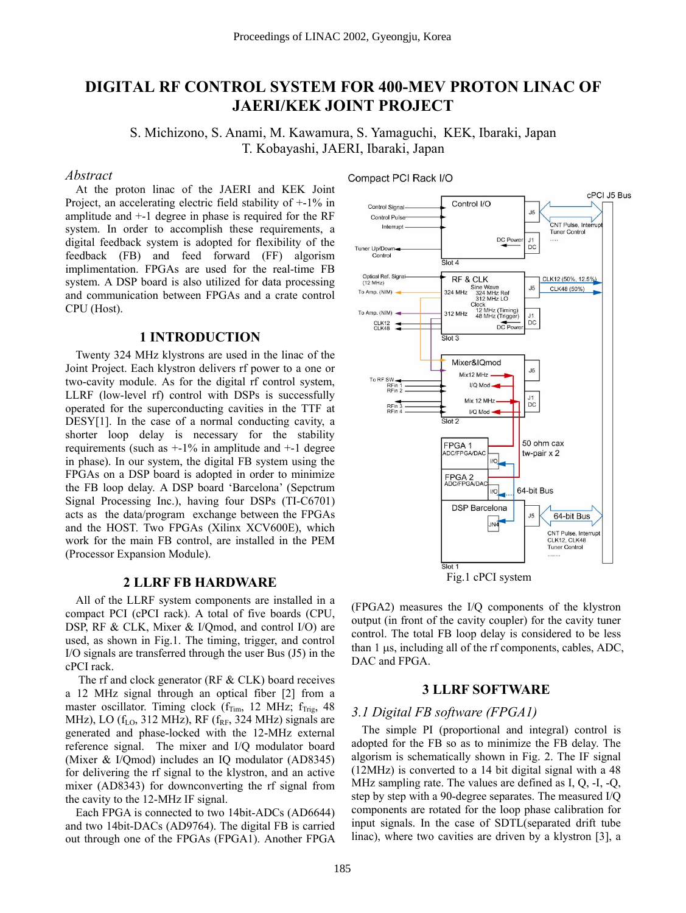# DIGITAL RF CONTROL SYSTEM FOR 400-MEV PROTON LINAC OF JAERI/KEK JOINT PROJECT

S. Michizono, S. Anami, M. Kawamura, S. Yamaguchi, KEK, Ibaraki, Japan
T. Kobayashi, JAERI, Ibaraki, Japan

## *Abstract*

At the proton linac of the JAERI and KEK Joint Project, an accelerating electric field stability of +-1% in amplitude and +-1 degree in phase is required for the RF system. In order to accomplish these requirements, a digital feedback system is adopted for flexibility of the feedback (FB) and feed forward (FF) algorism implimentation. FPGAs are used for the real-time FB system. A DSP board is also utilized for data processing and communication between FPGAs and a crate control CPU (Host).

## 1 INTRODUCTION

Twenty 324 MHz klystrons are used in the linac of the Joint Project. Each klystron delivers rf power to a one or two-cavity module. As for the digital rf control system, LLRF (low-level rf) control with DSPs is successfully operated for the superconducting cavities in the TTF at DESY[1]. In the case of a normal conducting cavity, a shorter loop delay is necessary for the stability requirements (such as +-1% in amplitude and +-1 degree in phase). In our system, the digital FB system using the FPGAs on a DSP board is adopted in order to minimize the FB loop delay. A DSP board 'Barcelona' (Sepctrum Signal Processing Inc.), having four DSPs (TI-C6701) acts as the data/program exchange between the FPGAs and the HOST. Two FPGAs (Xilinx XCV600E), which work for the main FB control, are installed in the PEM (Processor Expansion Module).

## 2 LLRF FB HARDWARE

All of the LLRF system components are installed in a compact PCI (cPCI rack). A total of five boards (CPU, DSP, RF & CLK, Mixer & I/Qmod, and control I/O) are used, as shown in Fig.1. The timing, trigger, and control I/O signals are transferred through the user Bus (J5) in the cPCI rack.

The rf and clock generator (RF & CLK) board receives a 12 MHz signal through an optical fiber [2] from a master oscillator. Timing clock ($f_{Tim}$, 12 MHz; $f_{Trig}$, 48 MHz), LO ($f_{LO}$, 312 MHz), RF ($f_{RF}$, 324 MHz) signals are generated and phase-locked with the 12-MHz external reference signal. The mixer and I/Q modulator board (Mixer & I/Qmod) includes an IQ modulator (AD8345) for delivering the rf signal to the klystron, and an active mixer (AD8343) for downconverting the rf signal from the cavity to the 12-MHz IF signal.

Each FPGA is connected to two 14bit-ADCs (AD6644) and two 14bit-DACs (AD9764). The digital FB is carried out through one of the FPGAs (FPGA1). Another FPGA

Compact PCI Rack I/O

Fig.1 cPCI system

(FPGA2) measures the I/Q components of the klystron output (in front of the cavity coupler) for the cavity tuner control. The total FB loop delay is considered to be less than 1 μs, including all of the rf components, cables, ADC, DAC and FPGA.

## 3 LLRF SOFTWARE

### *3.1 Digital FB software (FPGA1)*

The simple PI (proportional and integral) control is adopted for the FB so as to minimize the FB delay. The algorism is schematically shown in Fig. 2. The IF signal (12MHz) is converted to a 14 bit digital signal with a 48 MHz sampling rate. The values are defined as I, Q, -I, -Q, step by step with a 90-degree separates. The measured I/Q components are rotated for the loop phase calibration for input signals. In the case of SDTL(separated drift tube linac), where two cavities are driven by a klystron [3], a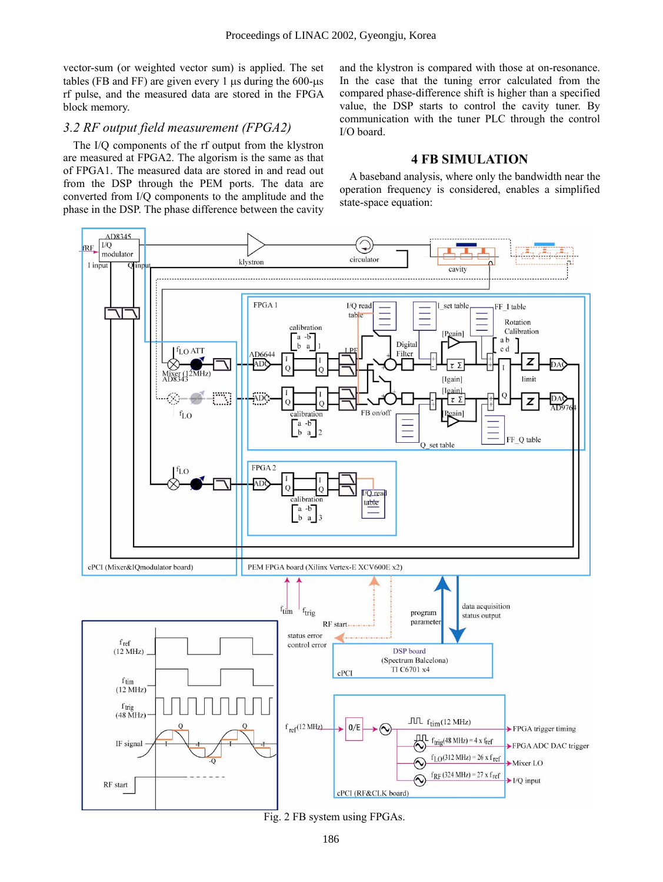vector-sum (or weighted vector sum) is applied. The set tables (FB and FF) are given every 1 µs during the 600-µs rf pulse, and the measured data are stored in the FPGA block memory.

### 3.2 RF output field measurement (FPGA2)

The I/Q components of the rf output from the klystron are measured at FPGA2. The algorism is the same as that of FPGA1. The measured data are stored in and read out from the DSP through the PEM ports. The data are converted from I/Q components to the amplitude and the phase in the DSP. The phase difference between the cavity and the klystron is compared with those at on-resonance. In the case that the tuning error calculated from the compared phase-difference shift is higher than a specified value, the DSP starts to control the cavity tuner. By communication with the tuner PLC through the control I/O board.

## 4 FB SIMULATION

A baseband analysis, where only the bandwidth near the operation frequency is considered, enables a simplified state-space equation:

Fig. 2 FB system using FPGAs.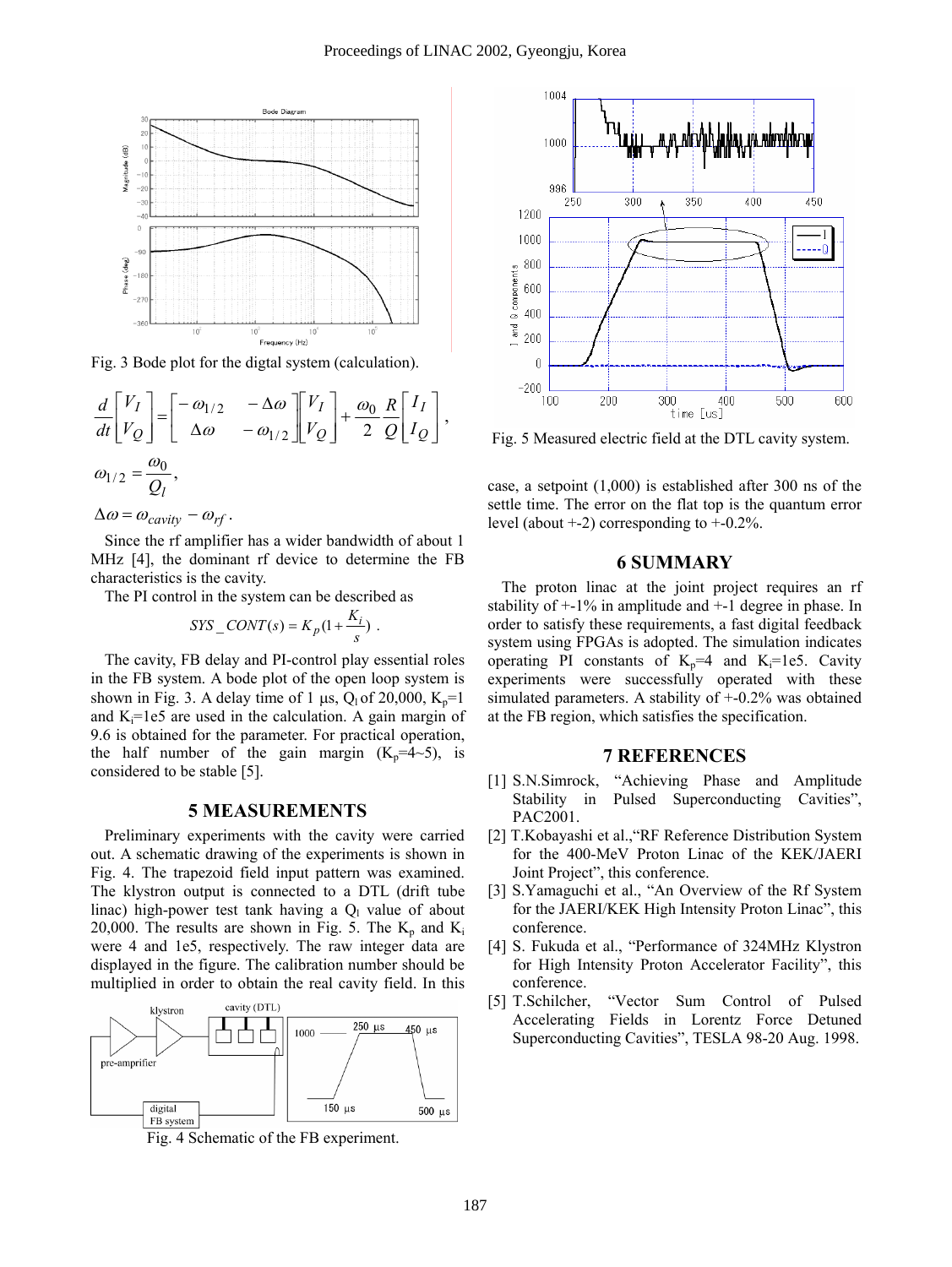Bode Diagram

Magnitude (dB)

Phase (deg)

Frequency (Hz)

Fig. 3 Bode plot for the digtal system (calculation).

$$\frac{d}{dt}\begin{bmatrix} V_I \\ V_Q \end{bmatrix} = \begin{bmatrix} -\omega_{1/2} & -\Delta\omega \\ \Delta\omega & -\omega_{1/2} \end{bmatrix}\begin{bmatrix} V_I \\ V_Q \end{bmatrix} + \frac{\omega_0}{2}\frac{R}{Q}\begin{bmatrix} I_I \\ I_Q \end{bmatrix},$$

$$\omega_{1/2} = \frac{\omega_0}{Q_l},$$

$$\Delta\omega = \omega_{cavity} - \omega_{rf}.$$

Since the rf amplifier has a wider bandwidth of about 1 MHz [4], the dominant rf device to determine the FB characteristics is the cavity.

The PI control in the system can be described as

$$SYS\_CONT(s) = K_p(1 + \frac{K_i}{s}).$$

The cavity, FB delay and PI-control play essential roles in the FB system. A bode plot of the open loop system is shown in Fig. 3. A delay time of 1 µs, $Q_l$ of 20,000, $K_p$=1 and $K_i$=1e5 are used in the calculation. A gain margin of 9.6 is obtained for the parameter. For practical operation, the half number of the gain margin ($K_p$=4~5), is considered to be stable [5].

## 5 MEASUREMENTS

Preliminary experiments with the cavity were carried out. A schematic drawing of the experiments is shown in Fig. 4. The trapezoid field input pattern was examined. The klystron output is connected to a DTL (drift tube linac) high-power test tank having a $Q_l$ value of about 20,000. The results are shown in Fig. 5. The $K_p$ and $K_i$ were 4 and 1e5, respectively. The raw integer data are displayed in the figure. The calibration number should be multiplied in order to obtain the real cavity field. In this case, a setpoint (1,000) is established after 300 ns of the settle time. The error on the flat top is the quantum error level (about +-2) corresponding to +-0.2%.

klystron

cavity (DTL)

pre-amprifier

digital FB system

1000

250 µs

450 µs

150 µs

500 µs

Fig. 4 Schematic of the FB experiment.

I and Q components

time [us]

Fig. 5 Measured electric field at the DTL cavity system.

## 6 SUMMARY

The proton linac at the joint project requires an rf stability of +-1% in amplitude and +-1 degree in phase. In order to satisfy these requirements, a fast digital feedback system using FPGAs is adopted. The simulation indicates operating PI constants of $K_p$=4 and $K_i$=1e5. Cavity experiments were successfully operated with these simulated parameters. A stability of +-0.2% was obtained at the FB region, which satisfies the specification.

## 7 REFERENCES

[1] S.N.Simrock, "Achieving Phase and Amplitude Stability in Pulsed Superconducting Cavities", PAC2001.

[2] T.Kobayashi et al.,"RF Reference Distribution System for the 400-MeV Proton Linac of the KEK/JAERI Joint Project", this conference.

[3] S.Yamaguchi et al., "An Overview of the Rf System for the JAERI/KEK High Intensity Proton Linac", this conference.

[4] S. Fukuda et al., "Performance of 324MHz Klystron for High Intensity Proton Accelerator Facility", this conference.

[5] T.Schilcher, "Vector Sum Control of Pulsed Accelerating Fields in Lorentz Force Detuned Superconducting Cavities", TESLA 98-20 Aug. 1998.